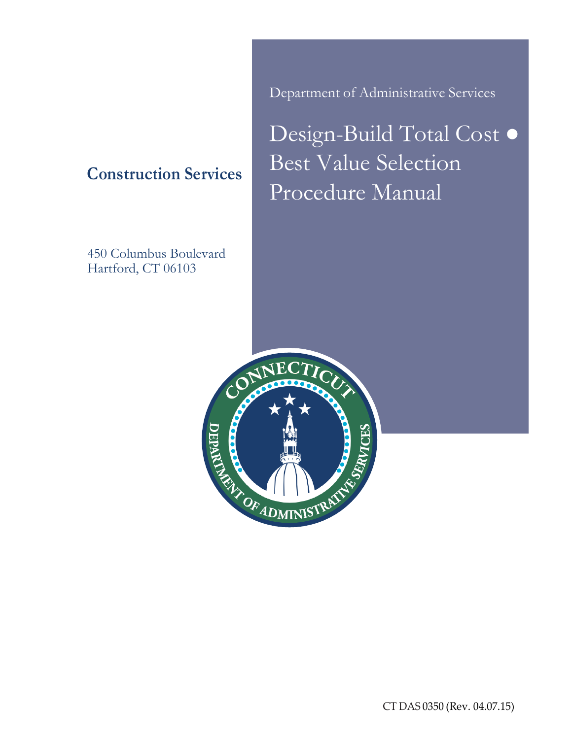Department of Administrative Services

# Design-Build Total Cost ● Best Value Selection Procedure Manual

## Construction Services

450 Columbus Boulevard
Hartford, CT 06103

CT DAS 0350 (Rev. 04.07.15)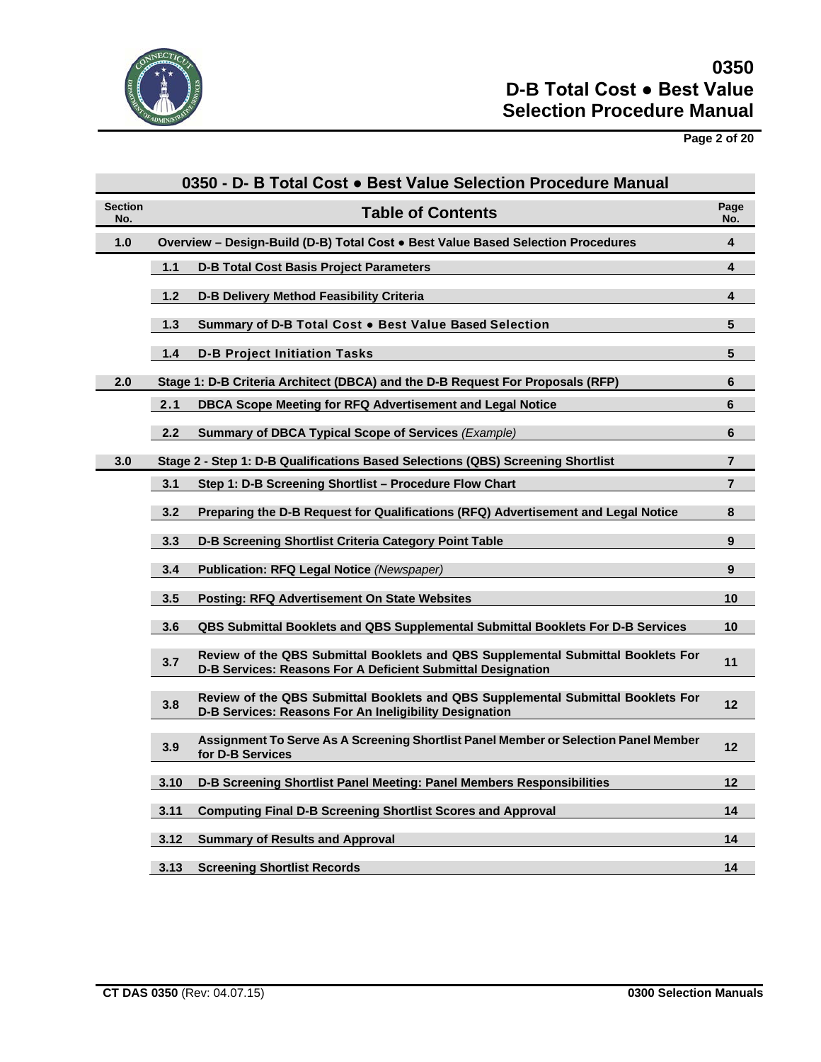## 0350 - D- B Total Cost ● Best Value Selection Procedure Manual

| Section No. | | Table of Contents | Page No. |
|---|---|---|---|
| 1.0 | | **Overview – Design-Build (D-B) Total Cost ● Best Value Based Selection Procedures** | 4 |
| | 1.1 | **D-B Total Cost Basis Project Parameters** | 4 |
| | 1.2 | **D-B Delivery Method Feasibility Criteria** | 4 |
| | 1.3 | **Summary of D-B Total Cost ● Best Value Based Selection** | 5 |
| | 1.4 | **D-B Project Initiation Tasks** | 5 |
| 2.0 | | **Stage 1: D-B Criteria Architect (DBCA) and the D-B Request For Proposals (RFP)** | 6 |
| | 2.1 | **DBCA Scope Meeting for RFQ Advertisement and Legal Notice** | 6 |
| | 2.2 | **Summary of DBCA Typical Scope of Services** *(Example)* | 6 |
| 3.0 | | **Stage 2 - Step 1: D-B Qualifications Based Selections (QBS) Screening Shortlist** | 7 |
| | 3.1 | **Step 1: D-B Screening Shortlist – Procedure Flow Chart** | 7 |
| | 3.2 | **Preparing the D-B Request for Qualifications (RFQ) Advertisement and Legal Notice** | 8 |
| | 3.3 | **D-B Screening Shortlist Criteria Category Point Table** | 9 |
| | 3.4 | **Publication: RFQ Legal Notice** *(Newspaper)* | 9 |
| | 3.5 | **Posting: RFQ Advertisement On State Websites** | 10 |
| | 3.6 | **QBS Submittal Booklets and QBS Supplemental Submittal Booklets For D-B Services** | 10 |
| | 3.7 | **Review of the QBS Submittal Booklets and QBS Supplemental Submittal Booklets For D-B Services: Reasons For A Deficient Submittal Designation** | 11 |
| | 3.8 | **Review of the QBS Submittal Booklets and QBS Supplemental Submittal Booklets For D-B Services: Reasons For An Ineligibility Designation** | 12 |
| | 3.9 | **Assignment To Serve As A Screening Shortlist Panel Member or Selection Panel Member for D-B Services** | 12 |
| | 3.10 | **D-B Screening Shortlist Panel Meeting: Panel Members Responsibilities** | 12 |
| | 3.11 | **Computing Final D-B Screening Shortlist Scores and Approval** | 14 |
| | 3.12 | **Summary of Results and Approval** | 14 |
| | 3.13 | **Screening Shortlist Records** | 14 |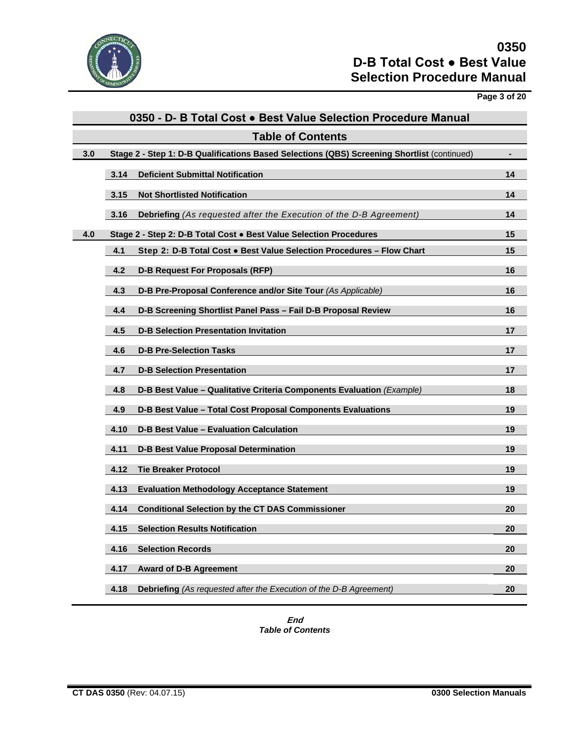## 0350 - D- B Total Cost ● Best Value Selection Procedure Manual

### Table of Contents

| | | | |
|---|---|---|---|
| **3.0** | | **Stage 2 - Step 1: D-B Qualifications Based Selections (QBS) Screening Shortlist** (continued) | **-** |
| | **3.14** | **Deficient Submittal Notification** | **14** |
| | **3.15** | **Not Shortlisted Notification** | **14** |
| | **3.16** | **Debriefing** *(As requested after the Execution of the D-B Agreement)* | **14** |
| **4.0** | | **Stage 2 - Step 2: D-B Total Cost ● Best Value Selection Procedures** | **15** |
| | **4.1** | **Step 2: D-B Total Cost ● Best Value Selection Procedures – Flow Chart** | **15** |
| | **4.2** | **D-B Request For Proposals (RFP)** | **16** |
| | **4.3** | **D-B Pre-Proposal Conference and/or Site Tour** *(As Applicable)* | **16** |
| | **4.4** | **D-B Screening Shortlist Panel Pass – Fail D-B Proposal Review** | **16** |
| | **4.5** | **D-B Selection Presentation Invitation** | **17** |
| | **4.6** | **D-B Pre-Selection Tasks** | **17** |
| | **4.7** | **D-B Selection Presentation** | **17** |
| | **4.8** | **D-B Best Value – Qualitative Criteria Components Evaluation** *(Example)* | **18** |
| | **4.9** | **D-B Best Value – Total Cost Proposal Components Evaluations** | **19** |
| | **4.10** | **D-B Best Value – Evaluation Calculation** | **19** |
| | **4.11** | **D-B Best Value Proposal Determination** | **19** |
| | **4.12** | **Tie Breaker Protocol** | **19** |
| | **4.13** | **Evaluation Methodology Acceptance Statement** | **19** |
| | **4.14** | **Conditional Selection by the CT DAS Commissioner** | **20** |
| | **4.15** | **Selection Results Notification** | **20** |
| | **4.16** | **Selection Records** | **20** |
| | **4.17** | **Award of D-B Agreement** | **20** |
| | **4.18** | **Debriefing** *(As requested after the Execution of the D-B Agreement)* | **20** |

***End***
***Table of Contents***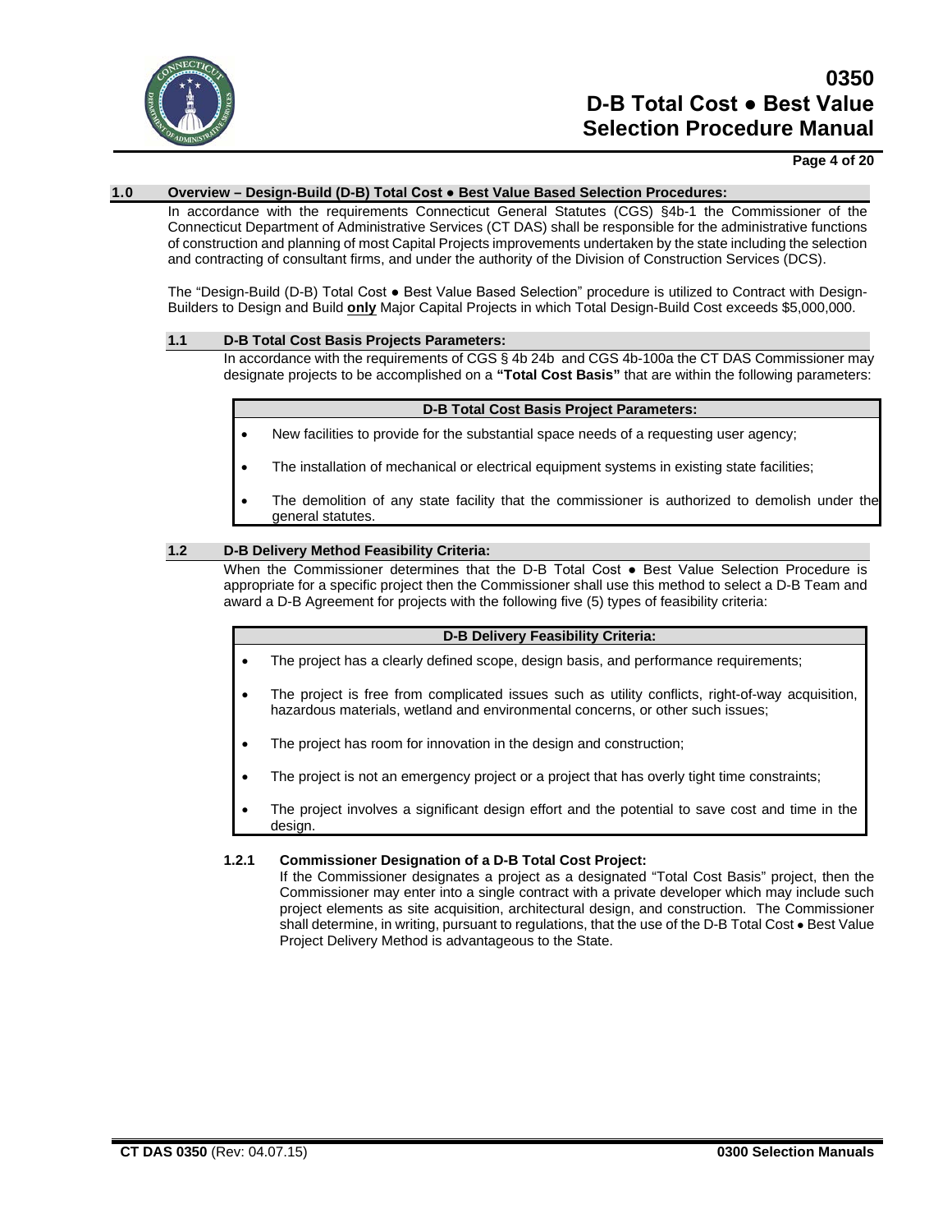## 1.0 Overview – Design-Build (D-B) Total Cost ● Best Value Based Selection Procedures:

In accordance with the requirements Connecticut General Statutes (CGS) §4b-1 the Commissioner of the Connecticut Department of Administrative Services (CT DAS) shall be responsible for the administrative functions of construction and planning of most Capital Projects improvements undertaken by the state including the selection and contracting of consultant firms, and under the authority of the Division of Construction Services (DCS).

The "Design-Build (D-B) Total Cost ● Best Value Based Selection" procedure is utilized to Contract with Design-Builders to Design and Build **only** Major Capital Projects in which Total Design-Build Cost exceeds $5,000,000.

### 1.1 D-B Total Cost Basis Projects Parameters:

In accordance with the requirements of CGS § 4b 24b and CGS 4b-100a the CT DAS Commissioner may designate projects to be accomplished on a **"Total Cost Basis"** that are within the following parameters:

| D-B Total Cost Basis Project Parameters: |
|---|
| • New facilities to provide for the substantial space needs of a requesting user agency; |
| • The installation of mechanical or electrical equipment systems in existing state facilities; |
| • The demolition of any state facility that the commissioner is authorized to demolish under the general statutes. |

### 1.2 D-B Delivery Method Feasibility Criteria:

When the Commissioner determines that the D-B Total Cost ● Best Value Selection Procedure is appropriate for a specific project then the Commissioner shall use this method to select a D-B Team and award a D-B Agreement for projects with the following five (5) types of feasibility criteria:

| D-B Delivery Feasibility Criteria: |
|---|
| • The project has a clearly defined scope, design basis, and performance requirements; |
| • The project is free from complicated issues such as utility conflicts, right-of-way acquisition, hazardous materials, wetland and environmental concerns, or other such issues; |
| • The project has room for innovation in the design and construction; |
| • The project is not an emergency project or a project that has overly tight time constraints; |
| • The project involves a significant design effort and the potential to save cost and time in the design. |

#### 1.2.1 Commissioner Designation of a D-B Total Cost Project:

If the Commissioner designates a project as a designated "Total Cost Basis" project, then the Commissioner may enter into a single contract with a private developer which may include such project elements as site acquisition, architectural design, and construction. The Commissioner shall determine, in writing, pursuant to regulations, that the use of the D-B Total Cost ● Best Value Project Delivery Method is advantageous to the State.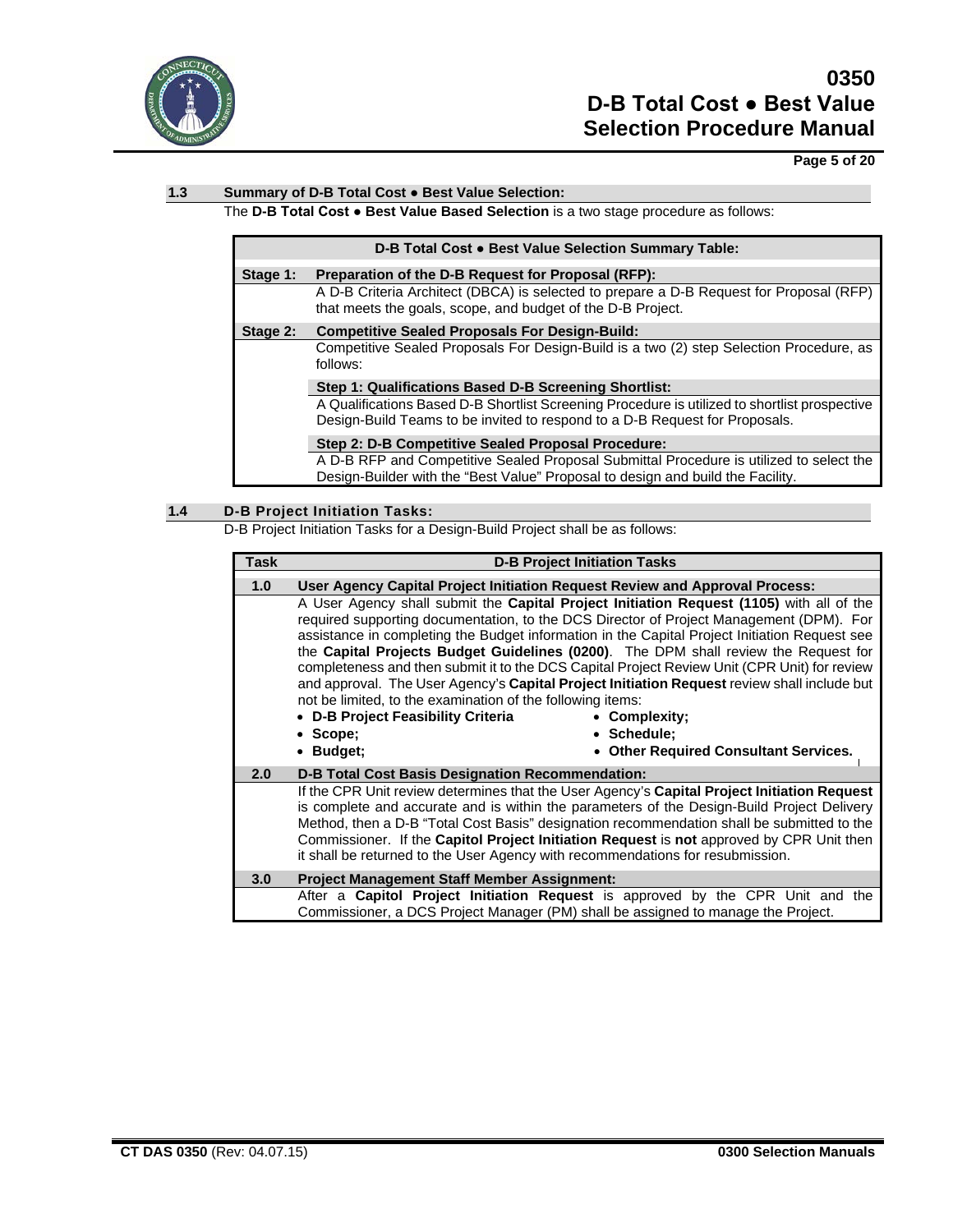## 1.3 Summary of D-B Total Cost ● Best Value Selection:

The **D-B Total Cost ● Best Value Based Selection** is a two stage procedure as follows:

| D-B Total Cost ● Best Value Selection Summary Table: | |
|---|---|
| **Stage 1:** | **Preparation of the D-B Request for Proposal (RFP):** |
| | A D-B Criteria Architect (DBCA) is selected to prepare a D-B Request for Proposal (RFP) that meets the goals, scope, and budget of the D-B Project. |
| **Stage 2:** | **Competitive Sealed Proposals For Design-Build:** |
| | Competitive Sealed Proposals For Design-Build is a two (2) step Selection Procedure, as follows: |
| | **Step 1: Qualifications Based D-B Screening Shortlist:** |
| | A Qualifications Based D-B Shortlist Screening Procedure is utilized to shortlist prospective Design-Build Teams to be invited to respond to a D-B Request for Proposals. |
| | **Step 2: D-B Competitive Sealed Proposal Procedure:** |
| | A D-B RFP and Competitive Sealed Proposal Submittal Procedure is utilized to select the Design-Builder with the "Best Value" Proposal to design and build the Facility. |

## 1.4 D-B Project Initiation Tasks:

D-B Project Initiation Tasks for a Design-Build Project shall be as follows:

| Task | D-B Project Initiation Tasks |
|---|---|
| **1.0** | **User Agency Capital Project Initiation Request Review and Approval Process:** |
| | A User Agency shall submit the **Capital Project Initiation Request (1105)** with all of the required supporting documentation, to the DCS Director of Project Management (DPM). For assistance in completing the Budget information in the Capital Project Initiation Request see the **Capital Projects Budget Guidelines (0200)**. The DPM shall review the Request for completeness and then submit it to the DCS Capital Project Review Unit (CPR Unit) for review and approval. The User Agency's **Capital Project Initiation Request** review shall include but not be limited, to the examination of the following items:<br>• **D-B Project Feasibility Criteria**<br>• **Scope;**<br>• **Budget;**<br>• **Complexity;**<br>• **Schedule;**<br>• **Other Required Consultant Services.** |
| **2.0** | **D-B Total Cost Basis Designation Recommendation:** |
| | If the CPR Unit review determines that the User Agency's **Capital Project Initiation Request** is complete and accurate and is within the parameters of the Design-Build Project Delivery Method, then a D-B "Total Cost Basis" designation recommendation shall be submitted to the Commissioner. If the **Capitol Project Initiation Request** is **not** approved by CPR Unit then it shall be returned to the User Agency with recommendations for resubmission. |
| **3.0** | **Project Management Staff Member Assignment:** |
| | After a **Capitol Project Initiation Request** is approved by the CPR Unit and the Commissioner, a DCS Project Manager (PM) shall be assigned to manage the Project. |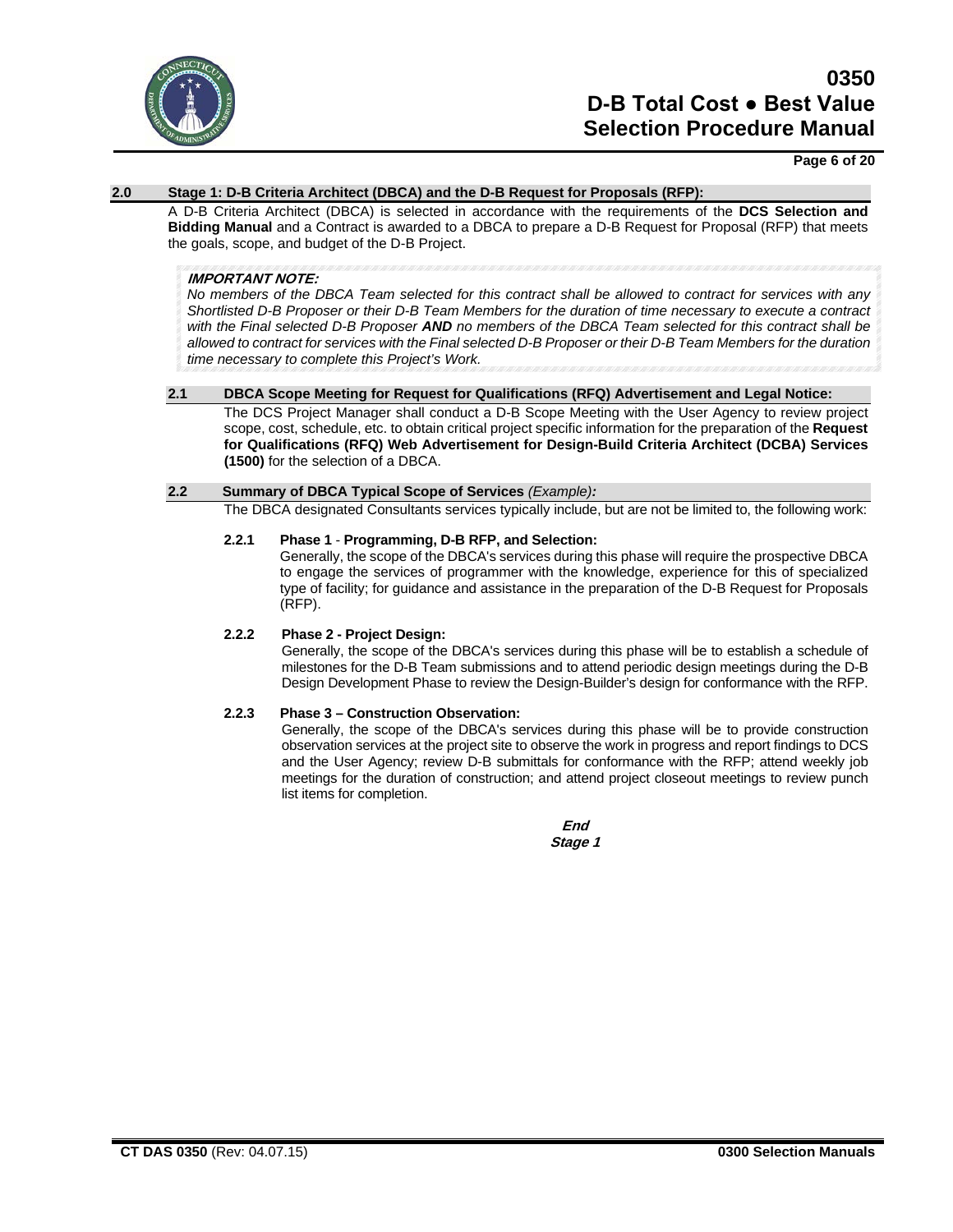## 2.0 Stage 1: D-B Criteria Architect (DBCA) and the D-B Request for Proposals (RFP):

A D-B Criteria Architect (DBCA) is selected in accordance with the requirements of the **DCS Selection and Bidding Manual** and a Contract is awarded to a DBCA to prepare a D-B Request for Proposal (RFP) that meets the goals, scope, and budget of the D-B Project.

> ***IMPORTANT NOTE:***
> *No members of the DBCA Team selected for this contract shall be allowed to contract for services with any Shortlisted D-B Proposer or their D-B Team Members for the duration of time necessary to execute a contract with the Final selected D-B Proposer* ***AND*** *no members of the DBCA Team selected for this contract shall be allowed to contract for services with the Final selected D-B Proposer or their D-B Team Members for the duration time necessary to complete this Project's Work.*

### 2.1 DBCA Scope Meeting for Request for Qualifications (RFQ) Advertisement and Legal Notice:

The DCS Project Manager shall conduct a D-B Scope Meeting with the User Agency to review project scope, cost, schedule, etc. to obtain critical project specific information for the preparation of the **Request for Qualifications (RFQ) Web Advertisement for Design-Build Criteria Architect (DCBA) Services (1500)** for the selection of a DBCA.

### 2.2 Summary of DBCA Typical Scope of Services *(Example)*:

The DBCA designated Consultants services typically include, but are not be limited to, the following work:

#### 2.2.1 Phase 1 - Programming, D-B RFP, and Selection:

Generally, the scope of the DBCA's services during this phase will require the prospective DBCA to engage the services of programmer with the knowledge, experience for this of specialized type of facility; for guidance and assistance in the preparation of the D-B Request for Proposals (RFP).

#### 2.2.2 Phase 2 - Project Design:

Generally, the scope of the DBCA's services during this phase will be to establish a schedule of milestones for the D-B Team submissions and to attend periodic design meetings during the D-B Design Development Phase to review the Design-Builder's design for conformance with the RFP.

#### 2.2.3 Phase 3 – Construction Observation:

Generally, the scope of the DBCA's services during this phase will be to provide construction observation services at the project site to observe the work in progress and report findings to DCS and the User Agency; review D-B submittals for conformance with the RFP; attend weekly job meetings for the duration of construction; and attend project closeout meetings to review punch list items for completion.

***End***
***Stage 1***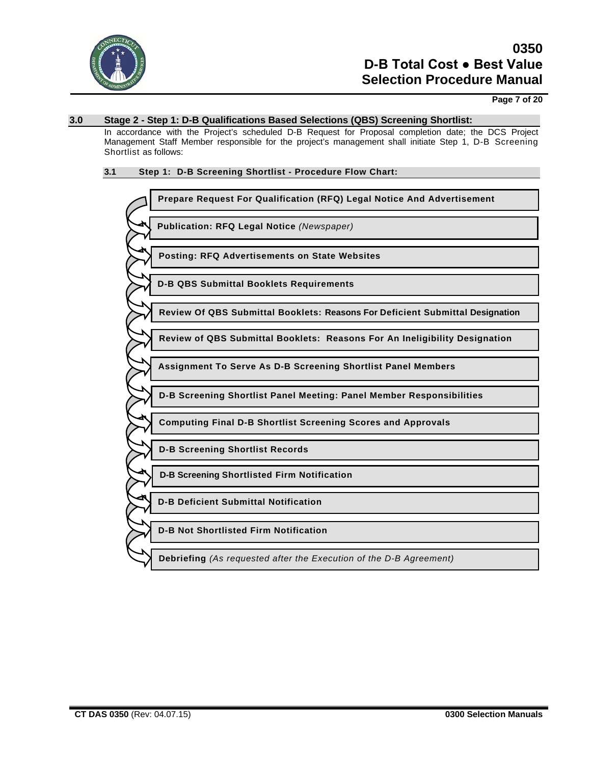## 3.0 Stage 2 - Step 1: D-B Qualifications Based Selections (QBS) Screening Shortlist:

In accordance with the Project's scheduled D-B Request for Proposal completion date; the DCS Project Management Staff Member responsible for the project's management shall initiate Step 1, D-B Screening Shortlist as follows:

### 3.1 Step 1: D-B Screening Shortlist - Procedure Flow Chart:

- **Prepare Request For Qualification (RFQ) Legal Notice And Advertisement**
- **Publication: RFQ Legal Notice** *(Newspaper)*
- **Posting: RFQ Advertisements on State Websites**
- **D-B QBS Submittal Booklets Requirements**
- **Review Of QBS Submittal Booklets: Reasons For Deficient Submittal Designation**
- **Review of QBS Submittal Booklets: Reasons For An Ineligibility Designation**
- **Assignment To Serve As D-B Screening Shortlist Panel Members**
- **D-B Screening Shortlist Panel Meeting: Panel Member Responsibilities**
- **Computing Final D-B Shortlist Screening Scores and Approvals**
- **D-B Screening Shortlist Records**
- **D-B Screening Shortlisted Firm Notification**
- **D-B Deficient Submittal Notification**
- **D-B Not Shortlisted Firm Notification**
- **Debriefing** *(As requested after the Execution of the D-B Agreement)*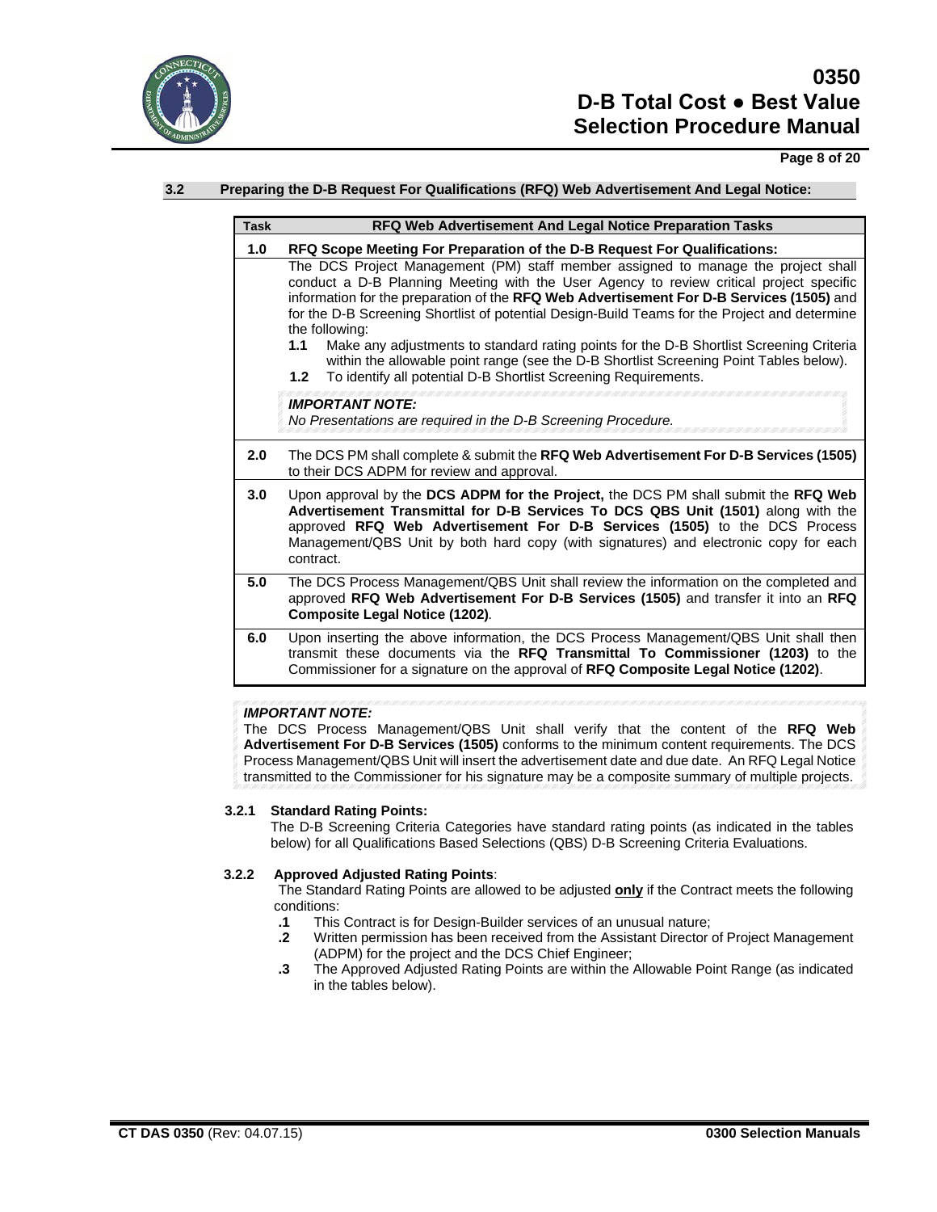### 3.2 Preparing the D-B Request For Qualifications (RFQ) Web Advertisement And Legal Notice:

| Task | RFQ Web Advertisement And Legal Notice Preparation Tasks |
|---|---|
| **1.0** | **RFQ Scope Meeting For Preparation of the D-B Request For Qualifications:** |
| | The DCS Project Management (PM) staff member assigned to manage the project shall conduct a D-B Planning Meeting with the User Agency to review critical project specific information for the preparation of the **RFQ Web Advertisement For D-B Services (1505)** and for the D-B Screening Shortlist of potential Design-Build Teams for the Project and determine the following:<br>**1.1** Make any adjustments to standard rating points for the D-B Shortlist Screening Criteria within the allowable point range (see the D-B Shortlist Screening Point Tables below).<br>**1.2** To identify all potential D-B Shortlist Screening Requirements.<br><br>***IMPORTANT NOTE:***<br>*No Presentations are required in the D-B Screening Procedure.* |
| **2.0** | The DCS PM shall complete & submit the **RFQ Web Advertisement For D-B Services (1505)** to their DCS ADPM for review and approval. |
| **3.0** | Upon approval by the **DCS ADPM for the Project,** the DCS PM shall submit the **RFQ Web Advertisement Transmittal for D-B Services To DCS QBS Unit (1501)** along with the approved **RFQ Web Advertisement For D-B Services (1505)** to the DCS Process Management/QBS Unit by both hard copy (with signatures) and electronic copy for each contract. |
| **5.0** | The DCS Process Management/QBS Unit shall review the information on the completed and approved **RFQ Web Advertisement For D-B Services (1505)** and transfer it into an **RFQ Composite Legal Notice (1202)**. |
| **6.0** | Upon inserting the above information, the DCS Process Management/QBS Unit shall then transmit these documents via the **RFQ Transmittal To Commissioner (1203)** to the Commissioner for a signature on the approval of **RFQ Composite Legal Notice (1202)**. |

***IMPORTANT NOTE:***
The DCS Process Management/QBS Unit shall verify that the content of the **RFQ Web Advertisement For D-B Services (1505)** conforms to the minimum content requirements. The DCS Process Management/QBS Unit will insert the advertisement date and due date. An RFQ Legal Notice transmitted to the Commissioner for his signature may be a composite summary of multiple projects.

#### 3.2.1 Standard Rating Points:

The D-B Screening Criteria Categories have standard rating points (as indicated in the tables below) for all Qualifications Based Selections (QBS) D-B Screening Criteria Evaluations.

#### 3.2.2 Approved Adjusted Rating Points:

The Standard Rating Points are allowed to be adjusted **only** if the Contract meets the following conditions:

- **.1** This Contract is for Design-Builder services of an unusual nature;
- **.2** Written permission has been received from the Assistant Director of Project Management (ADPM) for the project and the DCS Chief Engineer;
- **.3** The Approved Adjusted Rating Points are within the Allowable Point Range (as indicated in the tables below).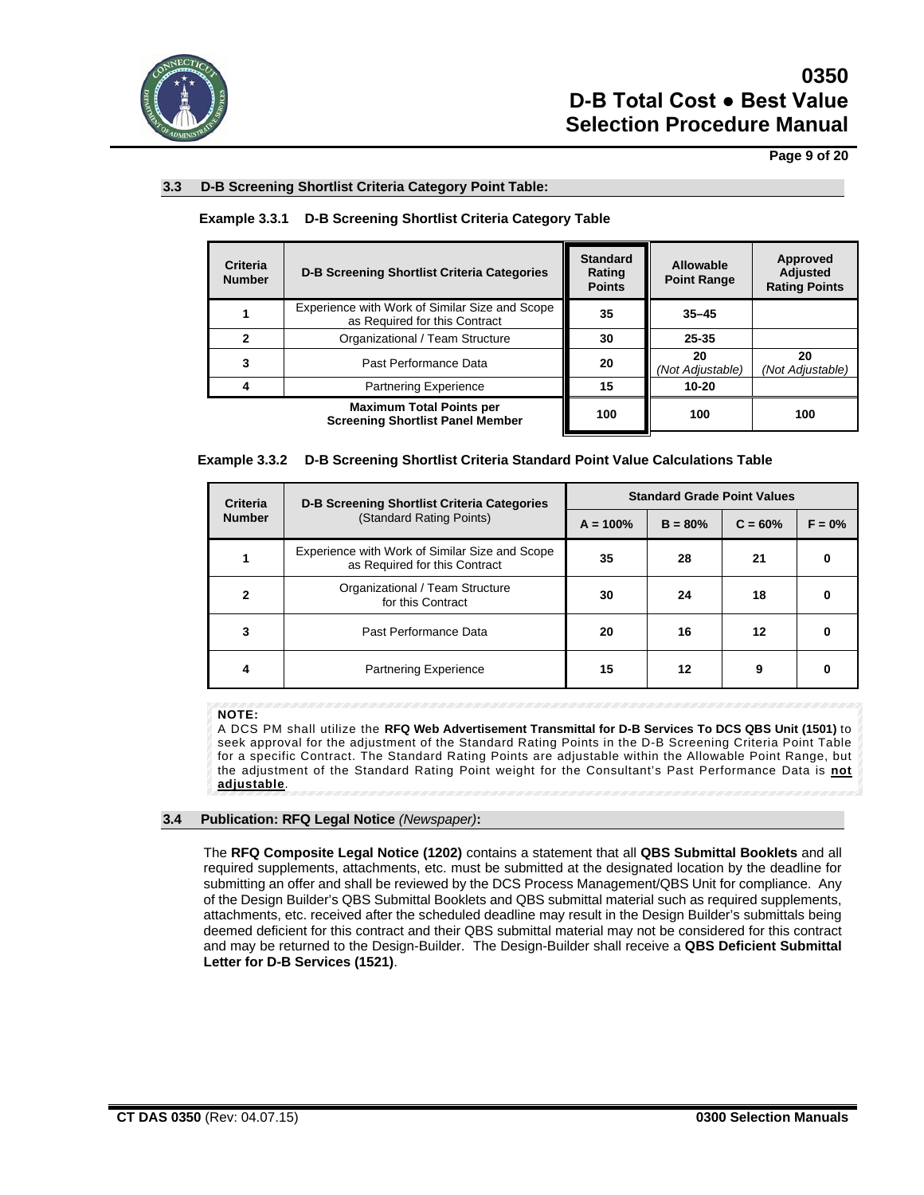### 3.3 D-B Screening Shortlist Criteria Category Point Table:

**Example 3.3.1 D-B Screening Shortlist Criteria Category Table**

| Criteria Number | D-B Screening Shortlist Criteria Categories | Standard Rating Points | Allowable Point Range | Approved Adjusted Rating Points |
|---|---|---|---|---|
| **1** | Experience with Work of Similar Size and Scope as Required for this Contract | **35** | **35–45** | |
| **2** | Organizational / Team Structure | **30** | **25-35** | |
| **3** | Past Performance Data | **20** | **20** *(Not Adjustable)* | **20** *(Not Adjustable)* |
| **4** | Partnering Experience | **15** | **10-20** | |
| | **Maximum Total Points per Screening Shortlist Panel Member** | **100** | **100** | **100** |

**Example 3.3.2 D-B Screening Shortlist Criteria Standard Point Value Calculations Table**

| Criteria Number | **D-B Screening Shortlist Criteria Categories** (Standard Rating Points) | Standard Grade Point Values | | | |
|---|---|---|---|---|---|
| | | **A = 100%** | **B = 80%** | **C = 60%** | **F = 0%** |
| **1** | Experience with Work of Similar Size and Scope as Required for this Contract | **35** | **28** | **21** | **0** |
| **2** | Organizational / Team Structure for this Contract | **30** | **24** | **18** | **0** |
| **3** | Past Performance Data | **20** | **16** | **12** | **0** |
| **4** | Partnering Experience | **15** | **12** | **9** | **0** |

**NOTE:**
A DCS PM shall utilize the **RFQ Web Advertisement Transmittal for D-B Services To DCS QBS Unit (1501)** to seek approval for the adjustment of the Standard Rating Points in the D-B Screening Criteria Point Table for a specific Contract. The Standard Rating Points are adjustable within the Allowable Point Range, but the adjustment of the Standard Rating Point weight for the Consultant's Past Performance Data is **not adjustable**.

### 3.4 Publication: RFQ Legal Notice *(Newspaper)*:

The **RFQ Composite Legal Notice (1202)** contains a statement that all **QBS Submittal Booklets** and all required supplements, attachments, etc. must be submitted at the designated location by the deadline for submitting an offer and shall be reviewed by the DCS Process Management/QBS Unit for compliance. Any of the Design Builder's QBS Submittal Booklets and QBS submittal material such as required supplements, attachments, etc. received after the scheduled deadline may result in the Design Builder's submittals being deemed deficient for this contract and their QBS submittal material may not be considered for this contract and may be returned to the Design-Builder. The Design-Builder shall receive a **QBS Deficient Submittal Letter for D-B Services (1521)**.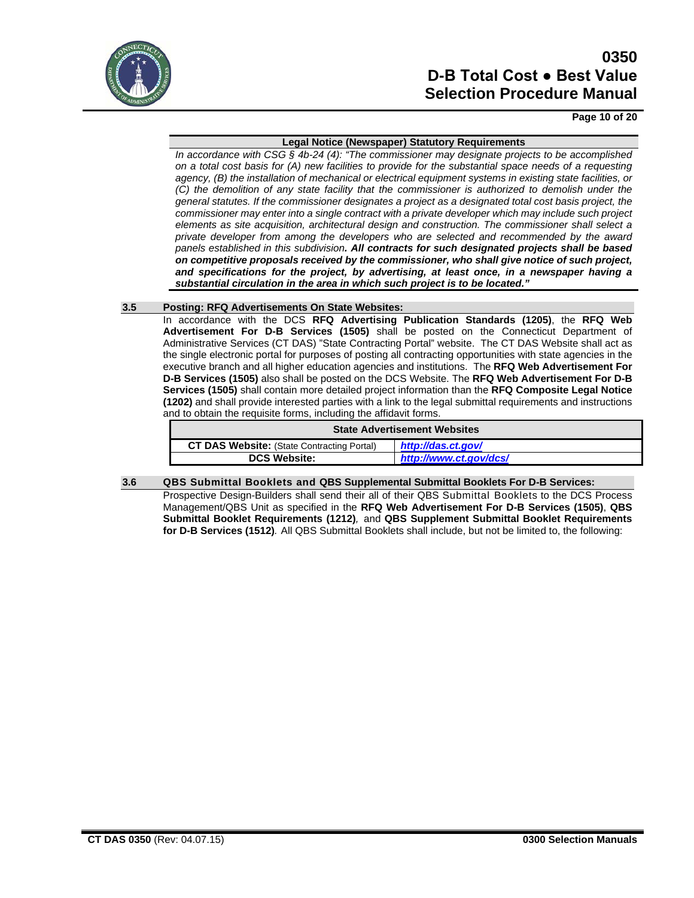**Legal Notice (Newspaper) Statutory Requirements**

*In accordance with CSG § 4b-24 (4): "The commissioner may designate projects to be accomplished on a total cost basis for (A) new facilities to provide for the substantial space needs of a requesting agency, (B) the installation of mechanical or electrical equipment systems in existing state facilities, or (C) the demolition of any state facility that the commissioner is authorized to demolish under the general statutes. If the commissioner designates a project as a designated total cost basis project, the commissioner may enter into a single contract with a private developer which may include such project elements as site acquisition, architectural design and construction. The commissioner shall select a private developer from among the developers who are selected and recommended by the award panels established in this subdivision.* ***All contracts for such designated projects shall be based on competitive proposals received by the commissioner, who shall give notice of such project, and specifications for the project, by advertising, at least once, in a newspaper having a substantial circulation in the area in which such project is to be located."***

### 3.5 Posting: RFQ Advertisements On State Websites:

In accordance with the DCS **RFQ Advertising Publication Standards (1205)**, the **RFQ Web Advertisement For D-B Services (1505)** shall be posted on the Connecticut Department of Administrative Services (CT DAS) "State Contracting Portal" website. The CT DAS Website shall act as the single electronic portal for purposes of posting all contracting opportunities with state agencies in the executive branch and all higher education agencies and institutions. The **RFQ Web Advertisement For D-B Services (1505)** also shall be posted on the DCS Website. The **RFQ Web Advertisement For D-B Services (1505)** shall contain more detailed project information than the **RFQ Composite Legal Notice (1202)** and shall provide interested parties with a link to the legal submittal requirements and instructions and to obtain the requisite forms, including the affidavit forms.

| State Advertisement Websites | |
|---|---|
| **CT DAS Website:** (State Contracting Portal) | ***http://das.ct.gov/*** |
| **DCS Website:** | ***http://www.ct.gov/dcs/*** |

### 3.6 QBS Submittal Booklets and QBS Supplemental Submittal Booklets For D-B Services:

Prospective Design-Builders shall send their all of their QBS Submittal Booklets to the DCS Process Management/QBS Unit as specified in the **RFQ Web Advertisement For D-B Services (1505)**, **QBS Submittal Booklet Requirements (1212)**, and **QBS Supplement Submittal Booklet Requirements for D-B Services (1512)**. All QBS Submittal Booklets shall include, but not be limited to, the following: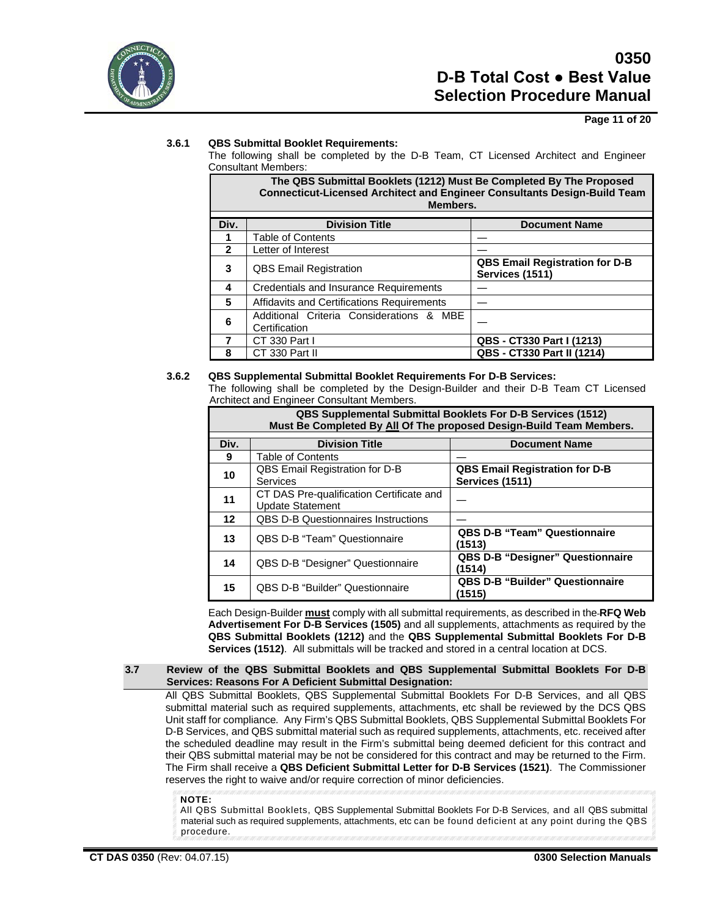#### 3.6.1 QBS Submittal Booklet Requirements:

The following shall be completed by the D-B Team, CT Licensed Architect and Engineer Consultant Members:

| The QBS Submittal Booklets (1212) Must Be Completed By The Proposed Connecticut-Licensed Architect and Engineer Consultants Design-Build Team Members. | | |
|---|---|---|
| **Div.** | **Division Title** | **Document Name** |
| **1** | Table of Contents | — |
| **2** | Letter of Interest | — |
| **3** | QBS Email Registration | **QBS Email Registration for D-B Services (1511)** |
| **4** | Credentials and Insurance Requirements | — |
| **5** | Affidavits and Certifications Requirements | — |
| **6** | Additional Criteria Considerations & MBE Certification | — |
| **7** | CT 330 Part I | **QBS - CT330 Part I (1213)** |
| **8** | CT 330 Part II | **QBS - CT330 Part II (1214)** |

#### 3.6.2 QBS Supplemental Submittal Booklet Requirements For D-B Services:

The following shall be completed by the Design-Builder and their D-B Team CT Licensed Architect and Engineer Consultant Members.

| QBS Supplemental Submittal Booklets For D-B Services (1512) Must Be Completed By All Of The proposed Design-Build Team Members. | | |
|---|---|---|
| **Div.** | **Division Title** | **Document Name** |
| **9** | Table of Contents | — |
| **10** | QBS Email Registration for D-B Services | **QBS Email Registration for D-B Services (1511)** |
| **11** | CT DAS Pre-qualification Certificate and Update Statement | — |
| **12** | QBS D-B Questionnaires Instructions | — |
| **13** | QBS D-B "Team" Questionnaire | **QBS D-B "Team" Questionnaire (1513)** |
| **14** | QBS D-B "Designer" Questionnaire | **QBS D-B "Designer" Questionnaire (1514)** |
| **15** | QBS D-B "Builder" Questionnaire | **QBS D-B "Builder" Questionnaire (1515)** |

Each Design-Builder **must** comply with all submittal requirements, as described in the **RFQ Web Advertisement For D-B Services (1505)** and all supplements, attachments as required by the **QBS Submittal Booklets (1212)** and the **QBS Supplemental Submittal Booklets For D-B Services (1512)**. All submittals will be tracked and stored in a central location at DCS.

### 3.7 Review of the QBS Submittal Booklets and QBS Supplemental Submittal Booklets For D-B Services: Reasons For A Deficient Submittal Designation:

All QBS Submittal Booklets, QBS Supplemental Submittal Booklets For D-B Services, and all QBS submittal material such as required supplements, attachments, etc shall be reviewed by the DCS QBS Unit staff for compliance. Any Firm's QBS Submittal Booklets, QBS Supplemental Submittal Booklets For D-B Services, and QBS submittal material such as required supplements, attachments, etc. received after the scheduled deadline may result in the Firm's submittal being deemed deficient for this contract and their QBS submittal material may be not be considered for this contract and may be returned to the Firm. The Firm shall receive a **QBS Deficient Submittal Letter for D-B Services (1521)**. The Commissioner reserves the right to waive and/or require correction of minor deficiencies.

**NOTE:**
All QBS Submittal Booklets, QBS Supplemental Submittal Booklets For D-B Services, and all QBS submittal material such as required supplements, attachments, etc can be found deficient at any point during the QBS procedure.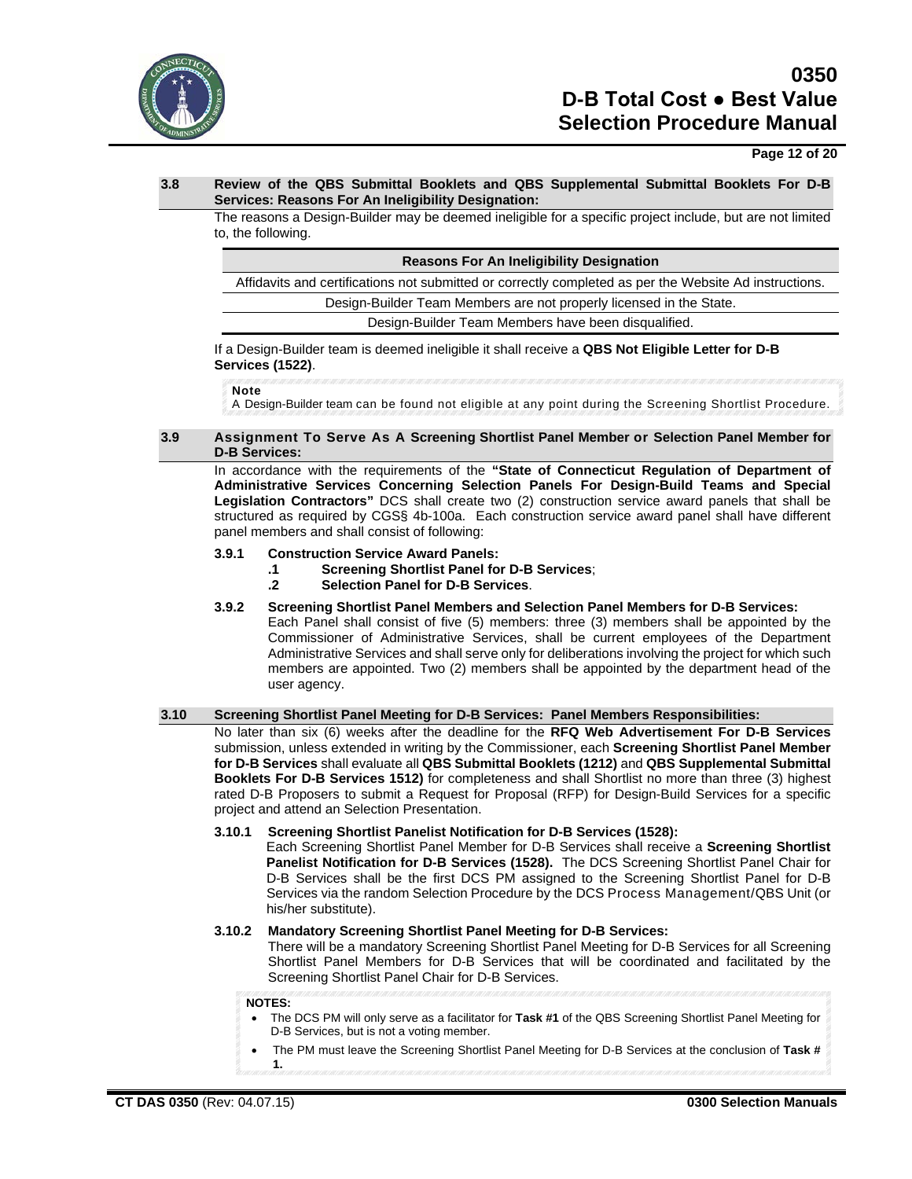### 3.8 Review of the QBS Submittal Booklets and QBS Supplemental Submittal Booklets For D-B Services: Reasons For An Ineligibility Designation:

The reasons a Design-Builder may be deemed ineligible for a specific project include, but are not limited to, the following.

| Reasons For An Ineligibility Designation |
| --- |
| Affidavits and certifications not submitted or correctly completed as per the Website Ad instructions. |
| Design-Builder Team Members are not properly licensed in the State. |
| Design-Builder Team Members have been disqualified. |

If a Design-Builder team is deemed ineligible it shall receive a **QBS Not Eligible Letter for D-B Services (1522)**.

> **Note**
> A Design-Builder team can be found not eligible at any point during the Screening Shortlist Procedure.

### 3.9 Assignment To Serve As A Screening Shortlist Panel Member or Selection Panel Member for D-B Services:

In accordance with the requirements of the **"State of Connecticut Regulation of Department of Administrative Services Concerning Selection Panels For Design-Build Teams and Special Legislation Contractors"** DCS shall create two (2) construction service award panels that shall be structured as required by CGS§ 4b-100a. Each construction service award panel shall have different panel members and shall consist of following:

**3.9.1 Construction Service Award Panels:**

- **.1 Screening Shortlist Panel for D-B Services**;
- **.2 Selection Panel for D-B Services**.

**3.9.2 Screening Shortlist Panel Members and Selection Panel Members for D-B Services:**

Each Panel shall consist of five (5) members: three (3) members shall be appointed by the Commissioner of Administrative Services, shall be current employees of the Department Administrative Services and shall serve only for deliberations involving the project for which such members are appointed. Two (2) members shall be appointed by the department head of the user agency.

### 3.10 Screening Shortlist Panel Meeting for D-B Services: Panel Members Responsibilities:

No later than six (6) weeks after the deadline for the **RFQ Web Advertisement For D-B Services** submission, unless extended in writing by the Commissioner, each **Screening Shortlist Panel Member for D-B Services** shall evaluate all **QBS Submittal Booklets (1212)** and **QBS Supplemental Submittal Booklets For D-B Services 1512)** for completeness and shall Shortlist no more than three (3) highest rated D-B Proposers to submit a Request for Proposal (RFP) for Design-Build Services for a specific project and attend an Selection Presentation.

**3.10.1 Screening Shortlist Panelist Notification for D-B Services (1528):**

Each Screening Shortlist Panel Member for D-B Services shall receive a **Screening Shortlist Panelist Notification for D-B Services (1528).** The DCS Screening Shortlist Panel Chair for D-B Services shall be the first DCS PM assigned to the Screening Shortlist Panel for D-B Services via the random Selection Procedure by the DCS Process Management/QBS Unit (or his/her substitute).

**3.10.2 Mandatory Screening Shortlist Panel Meeting for D-B Services:**

There will be a mandatory Screening Shortlist Panel Meeting for D-B Services for all Screening Shortlist Panel Members for D-B Services that will be coordinated and facilitated by the Screening Shortlist Panel Chair for D-B Services.

> **NOTES:**
> - The DCS PM will only serve as a facilitator for **Task #1** of the QBS Screening Shortlist Panel Meeting for D-B Services, but is not a voting member.
> - The PM must leave the Screening Shortlist Panel Meeting for D-B Services at the conclusion of **Task # 1.**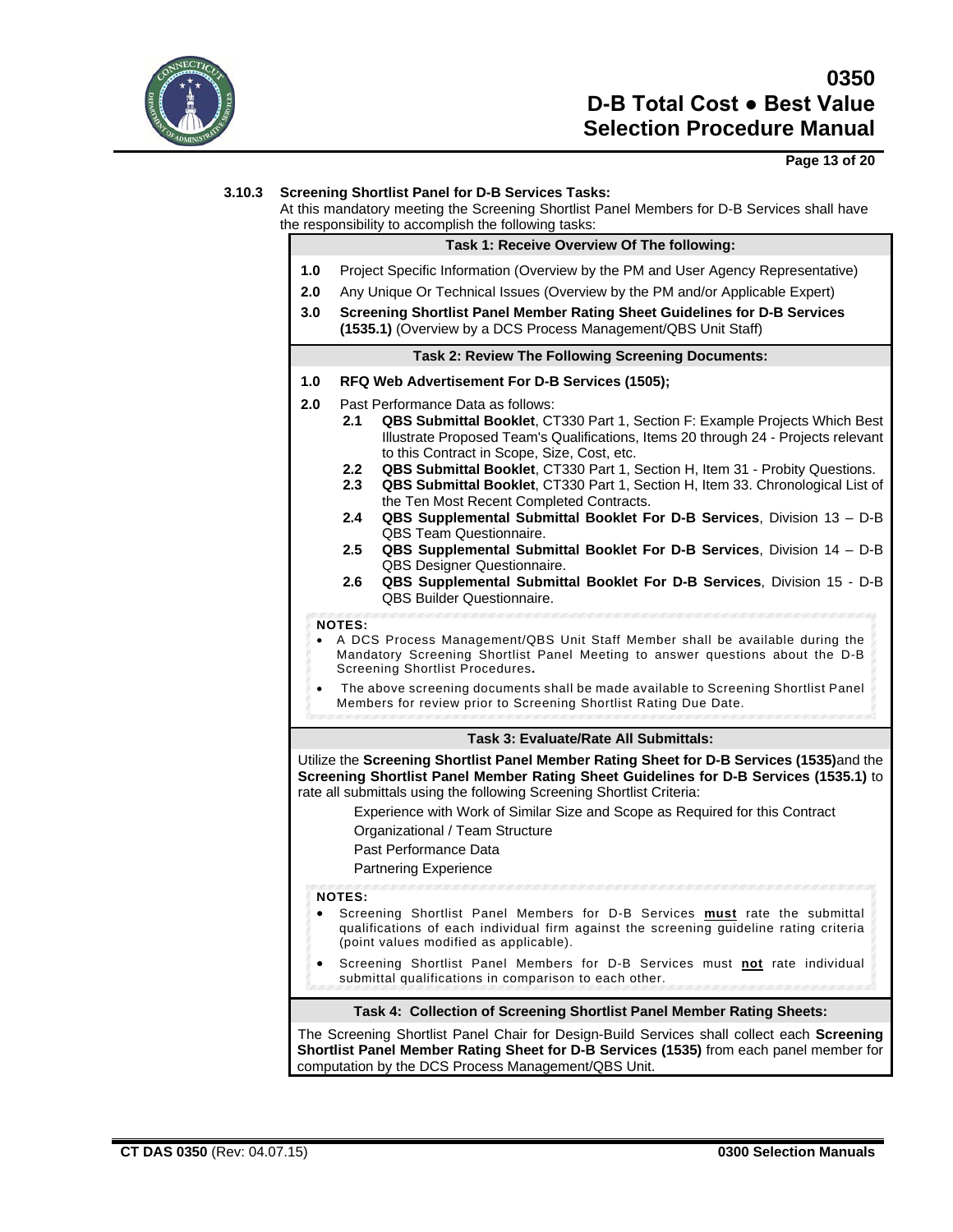### 3.10.3 Screening Shortlist Panel for D-B Services Tasks:

At this mandatory meeting the Screening Shortlist Panel Members for D-B Services shall have the responsibility to accomplish the following tasks:

#### Task 1: Receive Overview Of The following:

**1.0** Project Specific Information (Overview by the PM and User Agency Representative)

**2.0** Any Unique Or Technical Issues (Overview by the PM and/or Applicable Expert)

**3.0** **Screening Shortlist Panel Member Rating Sheet Guidelines for D-B Services (1535.1)** (Overview by a DCS Process Management/QBS Unit Staff)

#### Task 2: Review The Following Screening Documents:

**1.0** **RFQ Web Advertisement For D-B Services (1505);**

**2.0** Past Performance Data as follows:

- **2.1** **QBS Submittal Booklet**, CT330 Part 1, Section F: Example Projects Which Best Illustrate Proposed Team's Qualifications, Items 20 through 24 - Projects relevant to this Contract in Scope, Size, Cost, etc.
- **2.2** **QBS Submittal Booklet**, CT330 Part 1, Section H, Item 31 - Probity Questions.
- **2.3** **QBS Submittal Booklet**, CT330 Part 1, Section H, Item 33. Chronological List of the Ten Most Recent Completed Contracts.
- **2.4** **QBS Supplemental Submittal Booklet For D-B Services**, Division 13 – D-B QBS Team Questionnaire.
- **2.5** **QBS Supplemental Submittal Booklet For D-B Services**, Division 14 – D-B QBS Designer Questionnaire.
- **2.6** **QBS Supplemental Submittal Booklet For D-B Services**, Division 15 - D-B QBS Builder Questionnaire.

**NOTES:**

- A DCS Process Management/QBS Unit Staff Member shall be available during the Mandatory Screening Shortlist Panel Meeting to answer questions about the D-B Screening Shortlist Procedures**.**
- The above screening documents shall be made available to Screening Shortlist Panel Members for review prior to Screening Shortlist Rating Due Date.

#### Task 3: Evaluate/Rate All Submittals:

Utilize the **Screening Shortlist Panel Member Rating Sheet for D-B Services (1535)** and the **Screening Shortlist Panel Member Rating Sheet Guidelines for D-B Services (1535.1)** to rate all submittals using the following Screening Shortlist Criteria:

- Experience with Work of Similar Size and Scope as Required for this Contract
- Organizational / Team Structure
- Past Performance Data
- Partnering Experience

**NOTES:**

- Screening Shortlist Panel Members for D-B Services **must** rate the submittal qualifications of each individual firm against the screening guideline rating criteria (point values modified as applicable).
- Screening Shortlist Panel Members for D-B Services must **not** rate individual submittal qualifications in comparison to each other.

#### Task 4: Collection of Screening Shortlist Panel Member Rating Sheets:

The Screening Shortlist Panel Chair for Design-Build Services shall collect each **Screening Shortlist Panel Member Rating Sheet for D-B Services (1535)** from each panel member for computation by the DCS Process Management/QBS Unit.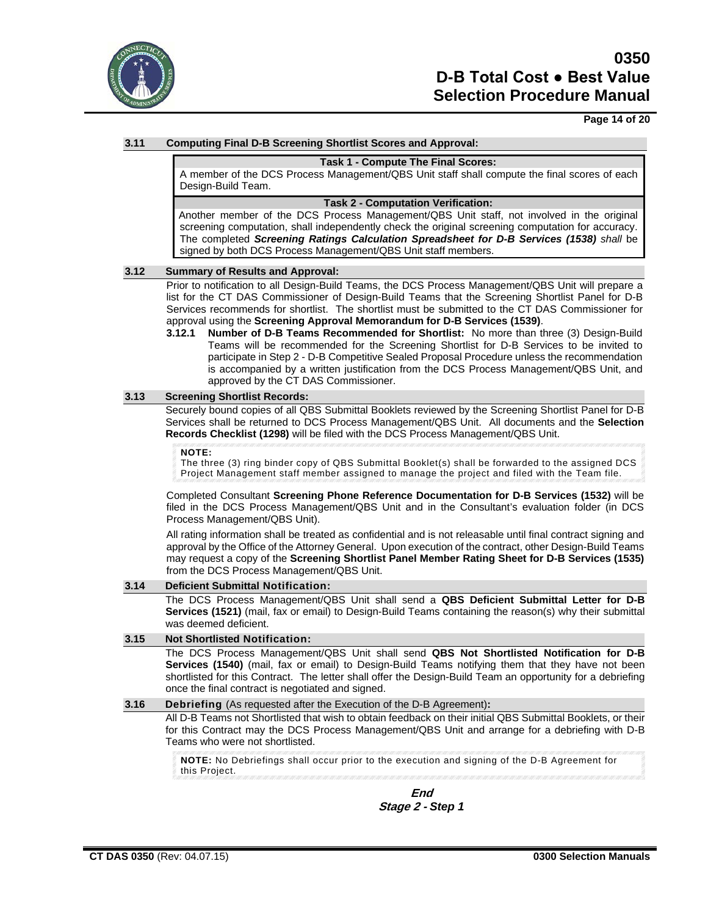## 3.11 Computing Final D-B Screening Shortlist Scores and Approval:

**Task 1 - Compute The Final Scores:**

A member of the DCS Process Management/QBS Unit staff shall compute the final scores of each Design-Build Team.

**Task 2 - Computation Verification:**

Another member of the DCS Process Management/QBS Unit staff, not involved in the original screening computation, shall independently check the original screening computation for accuracy. The completed ***Screening Ratings Calculation Spreadsheet for D-B Services (1538)*** *shall* be signed by both DCS Process Management/QBS Unit staff members.

## 3.12 Summary of Results and Approval:

Prior to notification to all Design-Build Teams, the DCS Process Management/QBS Unit will prepare a list for the CT DAS Commissioner of Design-Build Teams that the Screening Shortlist Panel for D-B Services recommends for shortlist. The shortlist must be submitted to the CT DAS Commissioner for approval using the **Screening Approval Memorandum for D-B Services (1539)**.

**3.12.1 Number of D-B Teams Recommended for Shortlist:** No more than three (3) Design-Build Teams will be recommended for the Screening Shortlist for D-B Services to be invited to participate in Step 2 - D-B Competitive Sealed Proposal Procedure unless the recommendation is accompanied by a written justification from the DCS Process Management/QBS Unit, and approved by the CT DAS Commissioner.

## 3.13 Screening Shortlist Records:

Securely bound copies of all QBS Submittal Booklets reviewed by the Screening Shortlist Panel for D-B Services shall be returned to DCS Process Management/QBS Unit. All documents and the **Selection Records Checklist (1298)** will be filed with the DCS Process Management/QBS Unit.

> **NOTE:**
> The three (3) ring binder copy of QBS Submittal Booklet(s) shall be forwarded to the assigned DCS Project Management staff member assigned to manage the project and filed with the Team file.

Completed Consultant **Screening Phone Reference Documentation for D-B Services (1532)** will be filed in the DCS Process Management/QBS Unit and in the Consultant's evaluation folder (in DCS Process Management/QBS Unit).

All rating information shall be treated as confidential and is not releasable until final contract signing and approval by the Office of the Attorney General. Upon execution of the contract, other Design-Build Teams may request a copy of the **Screening Shortlist Panel Member Rating Sheet for D-B Services (1535)** from the DCS Process Management/QBS Unit.

## 3.14 Deficient Submittal Notification:

The DCS Process Management/QBS Unit shall send a **QBS Deficient Submittal Letter for D-B Services (1521)** (mail, fax or email) to Design-Build Teams containing the reason(s) why their submittal was deemed deficient.

## 3.15 Not Shortlisted Notification:

The DCS Process Management/QBS Unit shall send **QBS Not Shortlisted Notification for D-B Services (1540)** (mail, fax or email) to Design-Build Teams notifying them that they have not been shortlisted for this Contract. The letter shall offer the Design-Build Team an opportunity for a debriefing once the final contract is negotiated and signed.

## 3.16 Debriefing (As requested after the Execution of the D-B Agreement):

All D-B Teams not Shortlisted that wish to obtain feedback on their initial QBS Submittal Booklets, or their for this Contract may the DCS Process Management/QBS Unit and arrange for a debriefing with D-B Teams who were not shortlisted.

> **NOTE:** No Debriefings shall occur prior to the execution and signing of the D-B Agreement for this Project.

***End***
***Stage 2 - Step 1***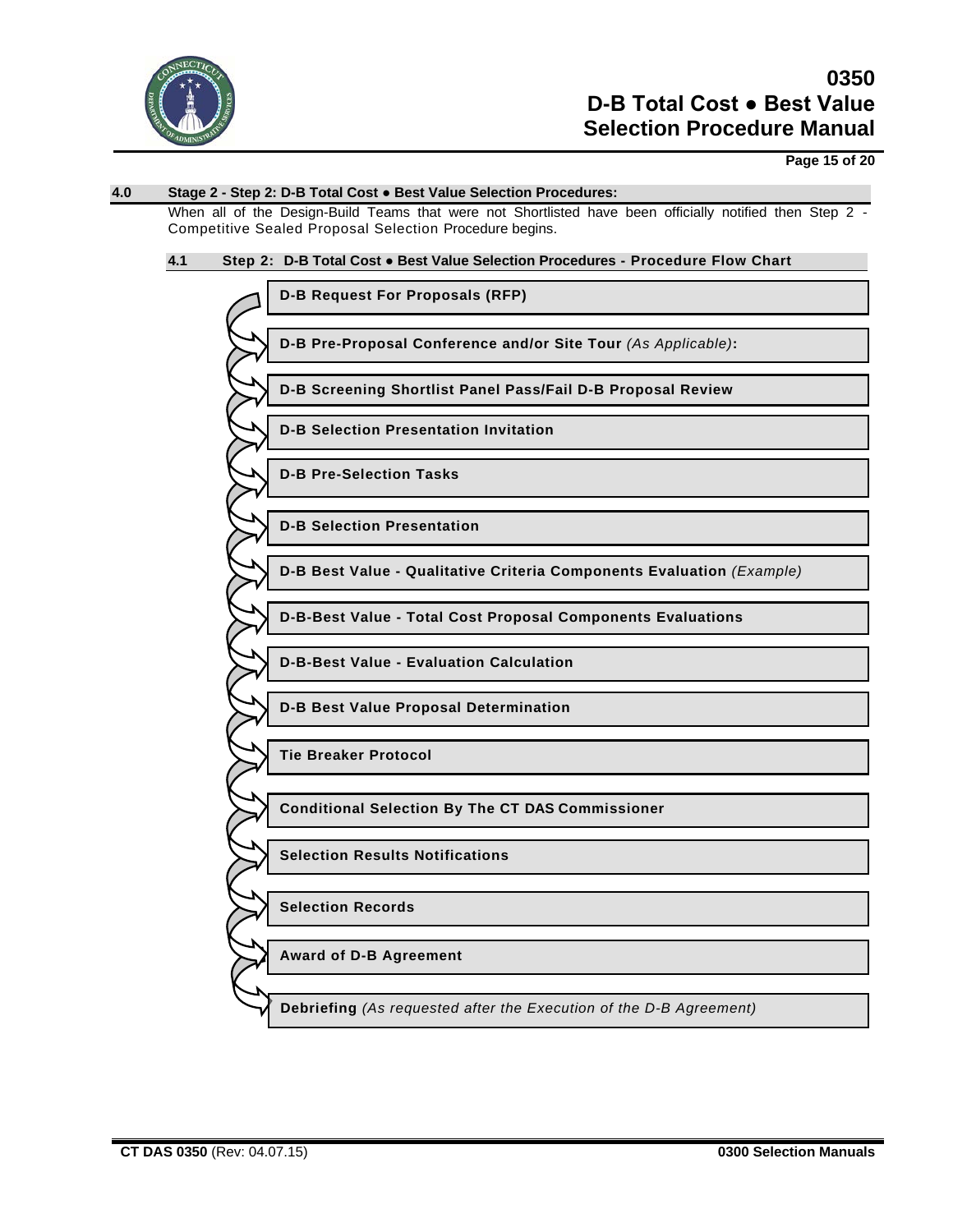## 4.0 Stage 2 - Step 2: D-B Total Cost ● Best Value Selection Procedures:

When all of the Design-Build Teams that were not Shortlisted have been officially notified then Step 2 - Competitive Sealed Proposal Selection Procedure begins.

### 4.1 Step 2: D-B Total Cost ● Best Value Selection Procedures - Procedure Flow Chart

- **D-B Request For Proposals (RFP)**
- **D-B Pre-Proposal Conference and/or Site Tour** *(As Applicable)***:**
- **D-B Screening Shortlist Panel Pass/Fail D-B Proposal Review**
- **D-B Selection Presentation Invitation**
- **D-B Pre-Selection Tasks**
- **D-B Selection Presentation**
- **D-B Best Value - Qualitative Criteria Components Evaluation** *(Example)*
- **D-B-Best Value - Total Cost Proposal Components Evaluations**
- **D-B-Best Value - Evaluation Calculation**
- **D-B Best Value Proposal Determination**
- **Tie Breaker Protocol**
- **Conditional Selection By The CT DAS Commissioner**
- **Selection Results Notifications**
- **Selection Records**
- **Award of D-B Agreement**
- **Debriefing** *(As requested after the Execution of the D-B Agreement)*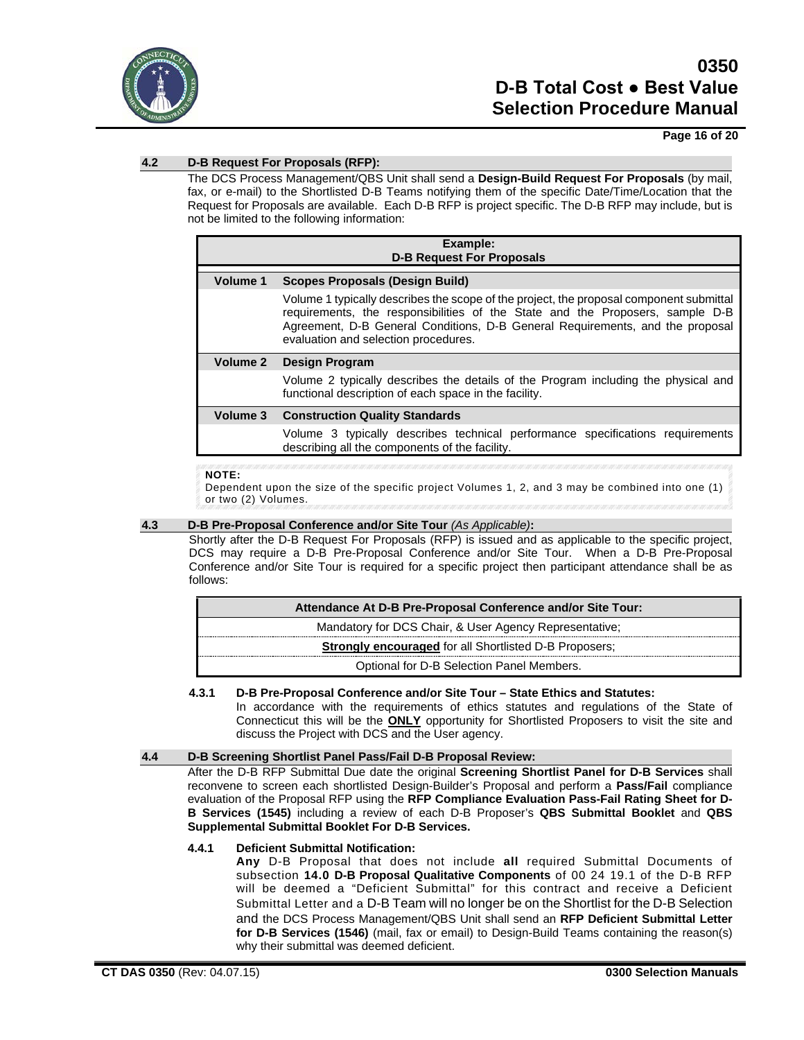## 4.2 D-B Request For Proposals (RFP):

The DCS Process Management/QBS Unit shall send a **Design-Build Request For Proposals** (by mail, fax, or e-mail) to the Shortlisted D-B Teams notifying them of the specific Date/Time/Location that the Request for Proposals are available. Each D-B RFP is project specific. The D-B RFP may include, but is not be limited to the following information:

| **Example: D-B Request For Proposals** | |
|---|---|
| **Volume 1** | **Scopes Proposals (Design Build)** |
| | Volume 1 typically describes the scope of the project, the proposal component submittal requirements, the responsibilities of the State and the Proposers, sample D-B Agreement, D-B General Conditions, D-B General Requirements, and the proposal evaluation and selection procedures. |
| **Volume 2** | **Design Program** |
| | Volume 2 typically describes the details of the Program including the physical and functional description of each space in the facility. |
| **Volume 3** | **Construction Quality Standards** |
| | Volume 3 typically describes technical performance specifications requirements describing all the components of the facility. |

**NOTE:**
Dependent upon the size of the specific project Volumes 1, 2, and 3 may be combined into one (1) or two (2) Volumes.

## 4.3 D-B Pre-Proposal Conference and/or Site Tour *(As Applicable)*:

Shortly after the D-B Request For Proposals (RFP) is issued and as applicable to the specific project, DCS may require a D-B Pre-Proposal Conference and/or Site Tour. When a D-B Pre-Proposal Conference and/or Site Tour is required for a specific project then participant attendance shall be as follows:

| Attendance At D-B Pre-Proposal Conference and/or Site Tour: |
|---|
| Mandatory for DCS Chair, & User Agency Representative; |
| **Strongly encouraged** for all Shortlisted D-B Proposers; |
| Optional for D-B Selection Panel Members. |

### 4.3.1 D-B Pre-Proposal Conference and/or Site Tour – State Ethics and Statutes:

In accordance with the requirements of ethics statutes and regulations of the State of Connecticut this will be the **ONLY** opportunity for Shortlisted Proposers to visit the site and discuss the Project with DCS and the User agency.

## 4.4 D-B Screening Shortlist Panel Pass/Fail D-B Proposal Review:

After the D-B RFP Submittal Due date the original **Screening Shortlist Panel for D-B Services** shall reconvene to screen each shortlisted Design-Builder's Proposal and perform a **Pass/Fail** compliance evaluation of the Proposal RFP using the **RFP Compliance Evaluation Pass-Fail Rating Sheet for D-B Services (1545)** including a review of each D-B Proposer's **QBS Submittal Booklet** and **QBS Supplemental Submittal Booklet For D-B Services.**

### 4.4.1 Deficient Submittal Notification:

**Any** D-B Proposal that does not include **all** required Submittal Documents of subsection **14.0 D-B Proposal Qualitative Components** of 00 24 19.1 of the D-B RFP will be deemed a "Deficient Submittal" for this contract and receive a Deficient Submittal Letter and a D-B Team will no longer be on the Shortlist for the D-B Selection and the DCS Process Management/QBS Unit shall send an **RFP Deficient Submittal Letter for D-B Services (1546)** (mail, fax or email) to Design-Build Teams containing the reason(s) why their submittal was deemed deficient.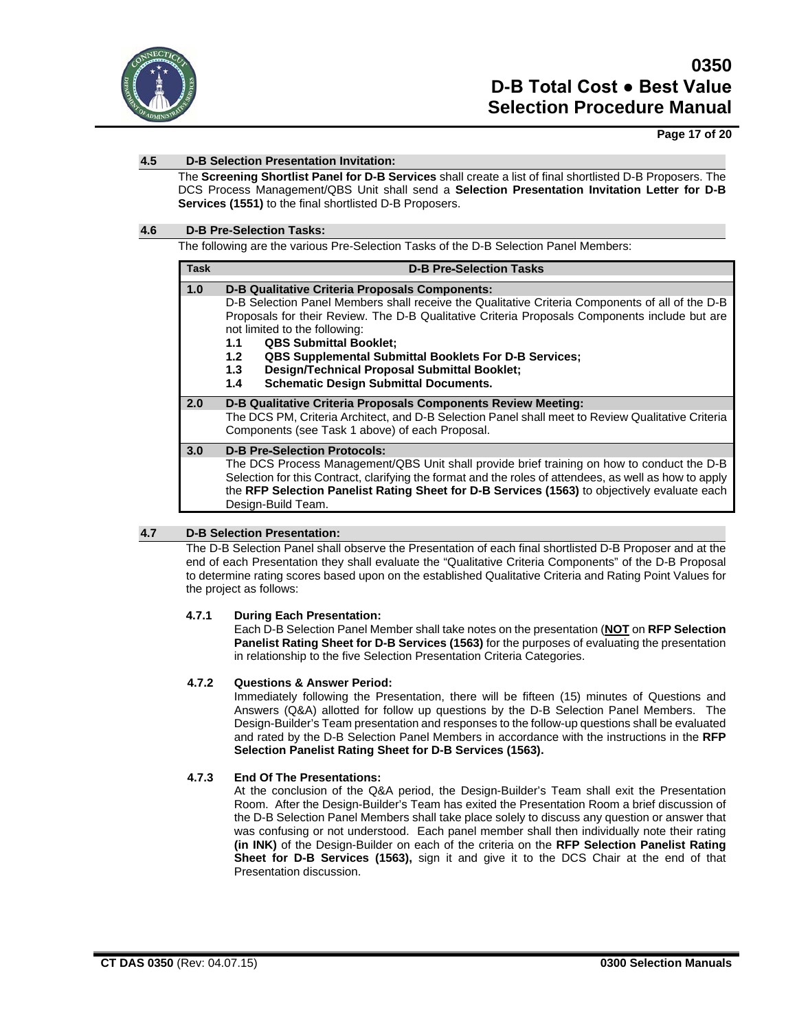### 4.5 D-B Selection Presentation Invitation:

The **Screening Shortlist Panel for D-B Services** shall create a list of final shortlisted D-B Proposers. The DCS Process Management/QBS Unit shall send a **Selection Presentation Invitation Letter for D-B Services (1551)** to the final shortlisted D-B Proposers.

### 4.6 D-B Pre-Selection Tasks:

The following are the various Pre-Selection Tasks of the D-B Selection Panel Members:

| Task | D-B Pre-Selection Tasks |
|---|---|
| **1.0** | **D-B Qualitative Criteria Proposals Components:**<br>D-B Selection Panel Members shall receive the Qualitative Criteria Components of all of the D-B Proposals for their Review. The D-B Qualitative Criteria Proposals Components include but are not limited to the following:<br>**1.1 QBS Submittal Booklet;**<br>**1.2 QBS Supplemental Submittal Booklets For D-B Services;**<br>**1.3 Design/Technical Proposal Submittal Booklet;**<br>**1.4 Schematic Design Submittal Documents.** |
| **2.0** | **D-B Qualitative Criteria Proposals Components Review Meeting:**<br>The DCS PM, Criteria Architect, and D-B Selection Panel shall meet to Review Qualitative Criteria Components (see Task 1 above) of each Proposal. |
| **3.0** | **D-B Pre-Selection Protocols:**<br>The DCS Process Management/QBS Unit shall provide brief training on how to conduct the D-B Selection for this Contract, clarifying the format and the roles of attendees, as well as how to apply the **RFP Selection Panelist Rating Sheet for D-B Services (1563)** to objectively evaluate each Design-Build Team. |

### 4.7 D-B Selection Presentation:

The D-B Selection Panel shall observe the Presentation of each final shortlisted D-B Proposer and at the end of each Presentation they shall evaluate the "Qualitative Criteria Components" of the D-B Proposal to determine rating scores based upon on the established Qualitative Criteria and Rating Point Values for the project as follows:

#### 4.7.1 During Each Presentation:

Each D-B Selection Panel Member shall take notes on the presentation (**<u>NOT</u>** on **RFP Selection Panelist Rating Sheet for D-B Services (1563)** for the purposes of evaluating the presentation in relationship to the five Selection Presentation Criteria Categories.

#### 4.7.2 Questions & Answer Period:

Immediately following the Presentation, there will be fifteen (15) minutes of Questions and Answers (Q&A) allotted for follow up questions by the D-B Selection Panel Members. The Design-Builder's Team presentation and responses to the follow-up questions shall be evaluated and rated by the D-B Selection Panel Members in accordance with the instructions in the **RFP Selection Panelist Rating Sheet for D-B Services (1563).**

#### 4.7.3 End Of The Presentations:

At the conclusion of the Q&A period, the Design-Builder's Team shall exit the Presentation Room. After the Design-Builder's Team has exited the Presentation Room a brief discussion of the D-B Selection Panel Members shall take place solely to discuss any question or answer that was confusing or not understood. Each panel member shall then individually note their rating **(in INK)** of the Design-Builder on each of the criteria on the **RFP Selection Panelist Rating Sheet for D-B Services (1563),** sign it and give it to the DCS Chair at the end of that Presentation discussion.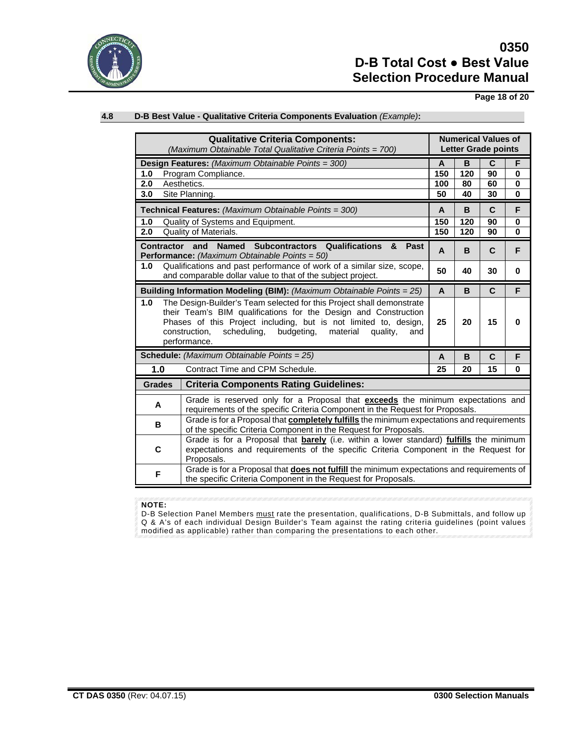## 4.8 D-B Best Value - Qualitative Criteria Components Evaluation *(Example)*:

| **Qualitative Criteria Components:** *(Maximum Obtainable Total Qualitative Criteria Points = 700)* | **Numerical Values of Letter Grade points** | | | |
|---|---|---|---|---|
| **Design Features:** *(Maximum Obtainable Points = 300)* | **A** | **B** | **C** | **F** |
| **1.0** Program Compliance. | **150** | **120** | **90** | **0** |
| **2.0** Aesthetics. | **100** | **80** | **60** | **0** |
| **3.0** Site Planning. | **50** | **40** | **30** | **0** |
| **Technical Features:** *(Maximum Obtainable Points = 300)* | **A** | **B** | **C** | **F** |
| **1.0** Quality of Systems and Equipment. | **150** | **120** | **90** | **0** |
| **2.0** Quality of Materials. | **150** | **120** | **90** | **0** |
| **Contractor and Named Subcontractors Qualifications & Past Performance:** *(Maximum Obtainable Points = 50)* | **A** | **B** | **C** | **F** |
| **1.0** Qualifications and past performance of work of a similar size, scope, and comparable dollar value to that of the subject project. | **50** | **40** | **30** | **0** |
| **Building Information Modeling (BIM):** *(Maximum Obtainable Points = 25)* | **A** | **B** | **C** | **F** |
| **1.0** The Design-Builder's Team selected for this Project shall demonstrate their Team's BIM qualifications for the Design and Construction Phases of this Project including, but is not limited to, design, construction, scheduling, budgeting, material quality, and performance. | **25** | **20** | **15** | **0** |
| **Schedule:** *(Maximum Obtainable Points = 25)* | **A** | **B** | **C** | **F** |
| **1.0** Contract Time and CPM Schedule. | **25** | **20** | **15** | **0** |

| **Grades** | **Criteria Components Rating Guidelines:** |
|---|---|
| **A** | Grade is reserved only for a Proposal that **exceeds** the minimum expectations and requirements of the specific Criteria Component in the Request for Proposals. |
| **B** | Grade is for a Proposal that **completely fulfills** the minimum expectations and requirements of the specific Criteria Component in the Request for Proposals. |
| **C** | Grade is for a Proposal that **barely** (i.e. within a lower standard) **fulfills** the minimum expectations and requirements of the specific Criteria Component in the Request for Proposals. |
| **F** | Grade is for a Proposal that **does not fulfill** the minimum expectations and requirements of the specific Criteria Component in the Request for Proposals. |

**NOTE:**
D-B Selection Panel Members must rate the presentation, qualifications, D-B Submittals, and follow up Q & A's of each individual Design Builder's Team against the rating criteria guidelines (point values modified as applicable) rather than comparing the presentations to each other.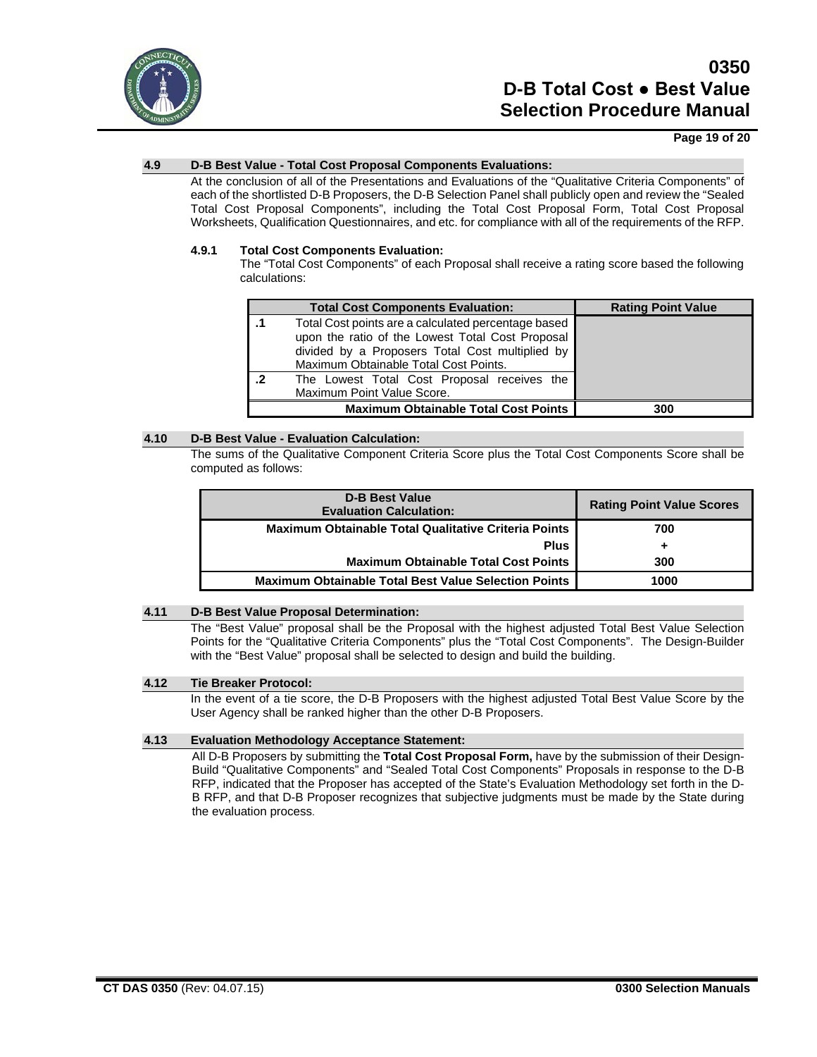## 4.9 D-B Best Value - Total Cost Proposal Components Evaluations:

At the conclusion of all of the Presentations and Evaluations of the "Qualitative Criteria Components" of each of the shortlisted D-B Proposers, the D-B Selection Panel shall publicly open and review the "Sealed Total Cost Proposal Components", including the Total Cost Proposal Form, Total Cost Proposal Worksheets, Qualification Questionnaires, and etc. for compliance with all of the requirements of the RFP.

### 4.9.1 Total Cost Components Evaluation:

The "Total Cost Components" of each Proposal shall receive a rating score based the following calculations:

| | Total Cost Components Evaluation: | Rating Point Value |
|---|---|---|
| .1 | Total Cost points are a calculated percentage based upon the ratio of the Lowest Total Cost Proposal divided by a Proposers Total Cost multiplied by Maximum Obtainable Total Cost Points. | |
| .2 | The Lowest Total Cost Proposal receives the Maximum Point Value Score. | |
| | **Maximum Obtainable Total Cost Points** | **300** |

## 4.10 D-B Best Value - Evaluation Calculation:

The sums of the Qualitative Component Criteria Score plus the Total Cost Components Score shall be computed as follows:

| D-B Best Value Evaluation Calculation: | Rating Point Value Scores |
|---|---|
| **Maximum Obtainable Total Qualitative Criteria Points** | **700** |
| **Plus** | **+** |
| **Maximum Obtainable Total Cost Points** | **300** |
| **Maximum Obtainable Total Best Value Selection Points** | **1000** |

## 4.11 D-B Best Value Proposal Determination:

The "Best Value" proposal shall be the Proposal with the highest adjusted Total Best Value Selection Points for the "Qualitative Criteria Components" plus the "Total Cost Components". The Design-Builder with the "Best Value" proposal shall be selected to design and build the building.

## 4.12 Tie Breaker Protocol:

In the event of a tie score, the D-B Proposers with the highest adjusted Total Best Value Score by the User Agency shall be ranked higher than the other D-B Proposers.

## 4.13 Evaluation Methodology Acceptance Statement:

All D-B Proposers by submitting the **Total Cost Proposal Form,** have by the submission of their Design-Build "Qualitative Components" and "Sealed Total Cost Components" Proposals in response to the D-B RFP, indicated that the Proposer has accepted of the State's Evaluation Methodology set forth in the D-B RFP, and that D-B Proposer recognizes that subjective judgments must be made by the State during the evaluation process.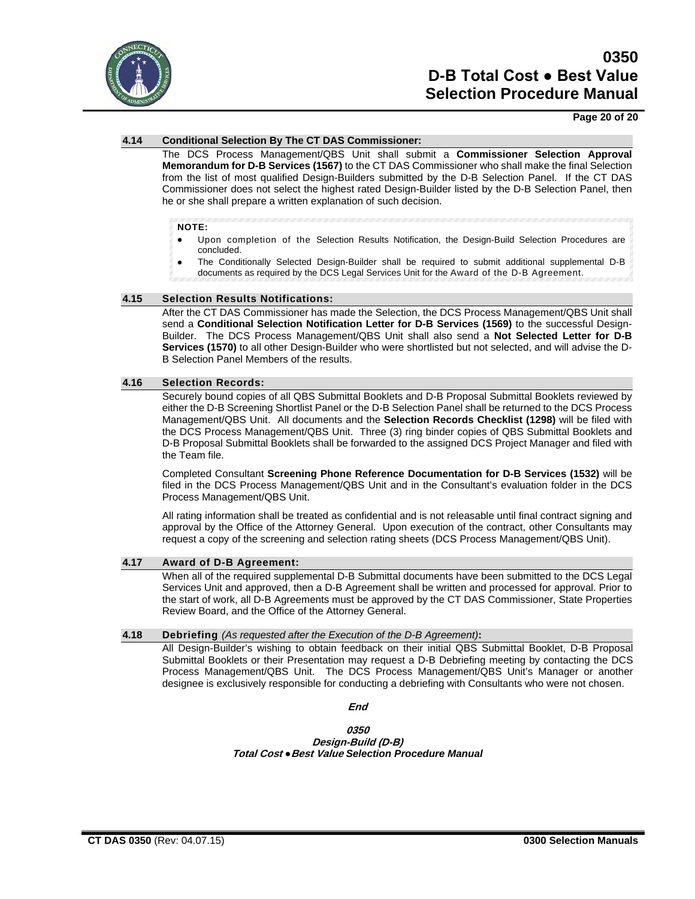### 4.14 Conditional Selection By The CT DAS Commissioner:

The DCS Process Management/QBS Unit shall submit a **Commissioner Selection Approval Memorandum for D-B Services (1567)** to the CT DAS Commissioner who shall make the final Selection from the list of most qualified Design-Builders submitted by the D-B Selection Panel. If the CT DAS Commissioner does not select the highest rated Design-Builder listed by the D-B Selection Panel, then he or she shall prepare a written explanation of such decision.

> **NOTE:**
> - Upon completion of the Selection Results Notification, the Design-Build Selection Procedures are concluded.
> - The Conditionally Selected Design-Builder shall be required to submit additional supplemental D-B documents as required by the DCS Legal Services Unit for the Award of the D-B Agreement.

### 4.15 Selection Results Notifications:

After the CT DAS Commissioner has made the Selection, the DCS Process Management/QBS Unit shall send a **Conditional Selection Notification Letter for D-B Services (1569)** to the successful Design-Builder. The DCS Process Management/QBS Unit shall also send a **Not Selected Letter for D-B Services (1570)** to all other Design-Builder who were shortlisted but not selected, and will advise the D-B Selection Panel Members of the results.

### 4.16 Selection Records:

Securely bound copies of all QBS Submittal Booklets and D-B Proposal Submittal Booklets reviewed by either the D-B Screening Shortlist Panel or the D-B Selection Panel shall be returned to the DCS Process Management/QBS Unit. All documents and the **Selection Records Checklist (1298)** will be filed with the DCS Process Management/QBS Unit. Three (3) ring binder copies of QBS Submittal Booklets and D-B Proposal Submittal Booklets shall be forwarded to the assigned DCS Project Manager and filed with the Team file.

Completed Consultant **Screening Phone Reference Documentation for D-B Services (1532)** will be filed in the DCS Process Management/QBS Unit and in the Consultant's evaluation folder in the DCS Process Management/QBS Unit.

All rating information shall be treated as confidential and is not releasable until final contract signing and approval by the Office of the Attorney General. Upon execution of the contract, other Consultants may request a copy of the screening and selection rating sheets (DCS Process Management/QBS Unit).

### 4.17 Award of D-B Agreement:

When all of the required supplemental D-B Submittal documents have been submitted to the DCS Legal Services Unit and approved, then a D-B Agreement shall be written and processed for approval. Prior to the start of work, all D-B Agreements must be approved by the CT DAS Commissioner, State Properties Review Board, and the Office of the Attorney General.

### 4.18 Debriefing *(As requested after the Execution of the D-B Agreement)*:

All Design-Builder's wishing to obtain feedback on their initial QBS Submittal Booklet, D-B Proposal Submittal Booklets or their Presentation may request a D-B Debriefing meeting by contacting the DCS Process Management/QBS Unit. The DCS Process Management/QBS Unit's Manager or another designee is exclusively responsible for conducting a debriefing with Consultants who were not chosen.

***End***

***0350***
***Design-Build (D-B)***
***Total Cost ● Best Value Selection Procedure Manual***